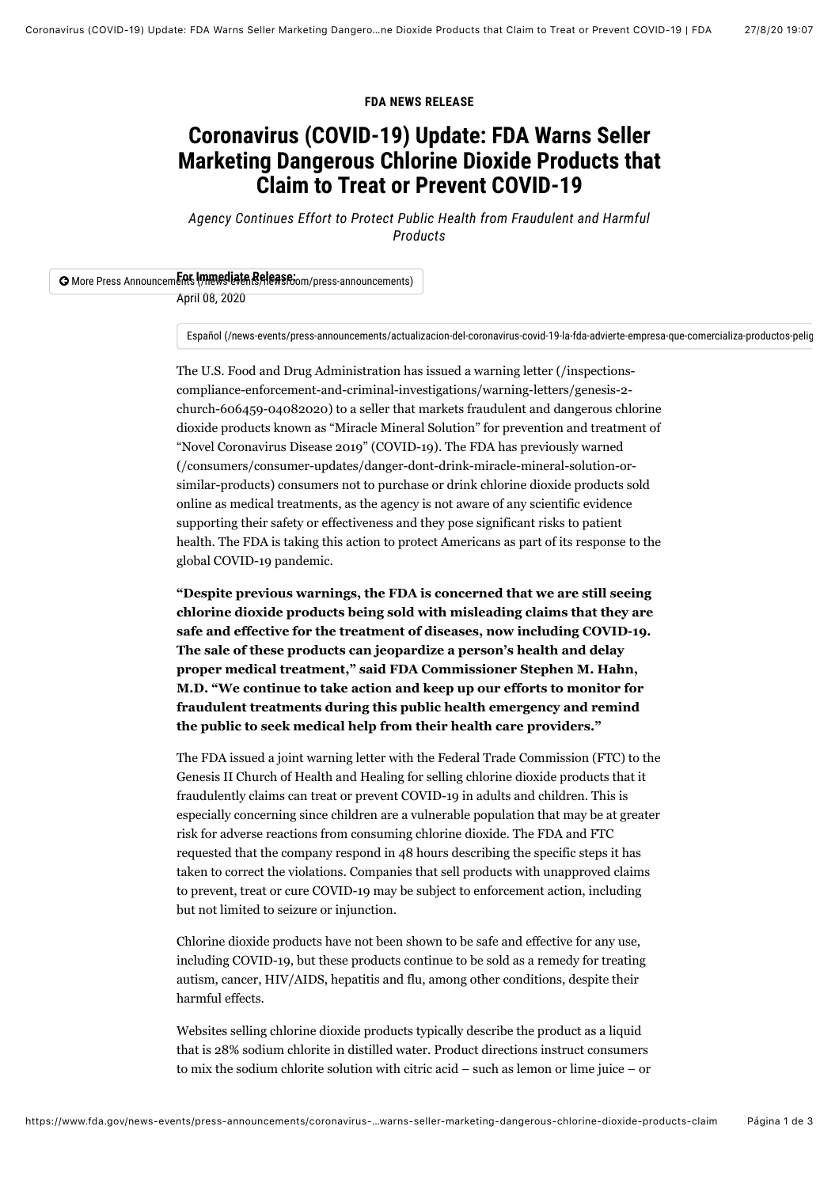**FDA NEWS RELEASE**

# Coronavirus (COVID-19) Update: FDA Warns Seller Marketing Dangerous Chlorine Dioxide Products that Claim to Treat or Prevent COVID-19

*Agency Continues Effort to Protect Public Health from Fraudulent and Harmful Products*

More Press Announcements (/news-events/newsroom/press-announcements)

**For Immediate Release:**
April 08, 2020

Español (/news-events/press-announcements/actualizacion-del-coronavirus-covid-19-la-fda-advierte-empresa-que-comercializa-productos-pelig

The U.S. Food and Drug Administration has issued a warning letter (/inspections-compliance-enforcement-and-criminal-investigations/warning-letters/genesis-2-church-606459-04082020) to a seller that markets fraudulent and dangerous chlorine dioxide products known as "Miracle Mineral Solution" for prevention and treatment of "Novel Coronavirus Disease 2019" (COVID-19). The FDA has previously warned (/consumers/consumer-updates/danger-dont-drink-miracle-mineral-solution-or-similar-products) consumers not to purchase or drink chlorine dioxide products sold online as medical treatments, as the agency is not aware of any scientific evidence supporting their safety or effectiveness and they pose significant risks to patient health. The FDA is taking this action to protect Americans as part of its response to the global COVID-19 pandemic.

**"Despite previous warnings, the FDA is concerned that we are still seeing chlorine dioxide products being sold with misleading claims that they are safe and effective for the treatment of diseases, now including COVID-19. The sale of these products can jeopardize a person's health and delay proper medical treatment," said FDA Commissioner Stephen M. Hahn, M.D. "We continue to take action and keep up our efforts to monitor for fraudulent treatments during this public health emergency and remind the public to seek medical help from their health care providers."**

The FDA issued a joint warning letter with the Federal Trade Commission (FTC) to the Genesis II Church of Health and Healing for selling chlorine dioxide products that it fraudulently claims can treat or prevent COVID-19 in adults and children. This is especially concerning since children are a vulnerable population that may be at greater risk for adverse reactions from consuming chlorine dioxide. The FDA and FTC requested that the company respond in 48 hours describing the specific steps it has taken to correct the violations. Companies that sell products with unapproved claims to prevent, treat or cure COVID-19 may be subject to enforcement action, including but not limited to seizure or injunction.

Chlorine dioxide products have not been shown to be safe and effective for any use, including COVID-19, but these products continue to be sold as a remedy for treating autism, cancer, HIV/AIDS, hepatitis and flu, among other conditions, despite their harmful effects.

Websites selling chlorine dioxide products typically describe the product as a liquid that is 28% sodium chlorite in distilled water. Product directions instruct consumers to mix the sodium chlorite solution with citric acid – such as lemon or lime juice – or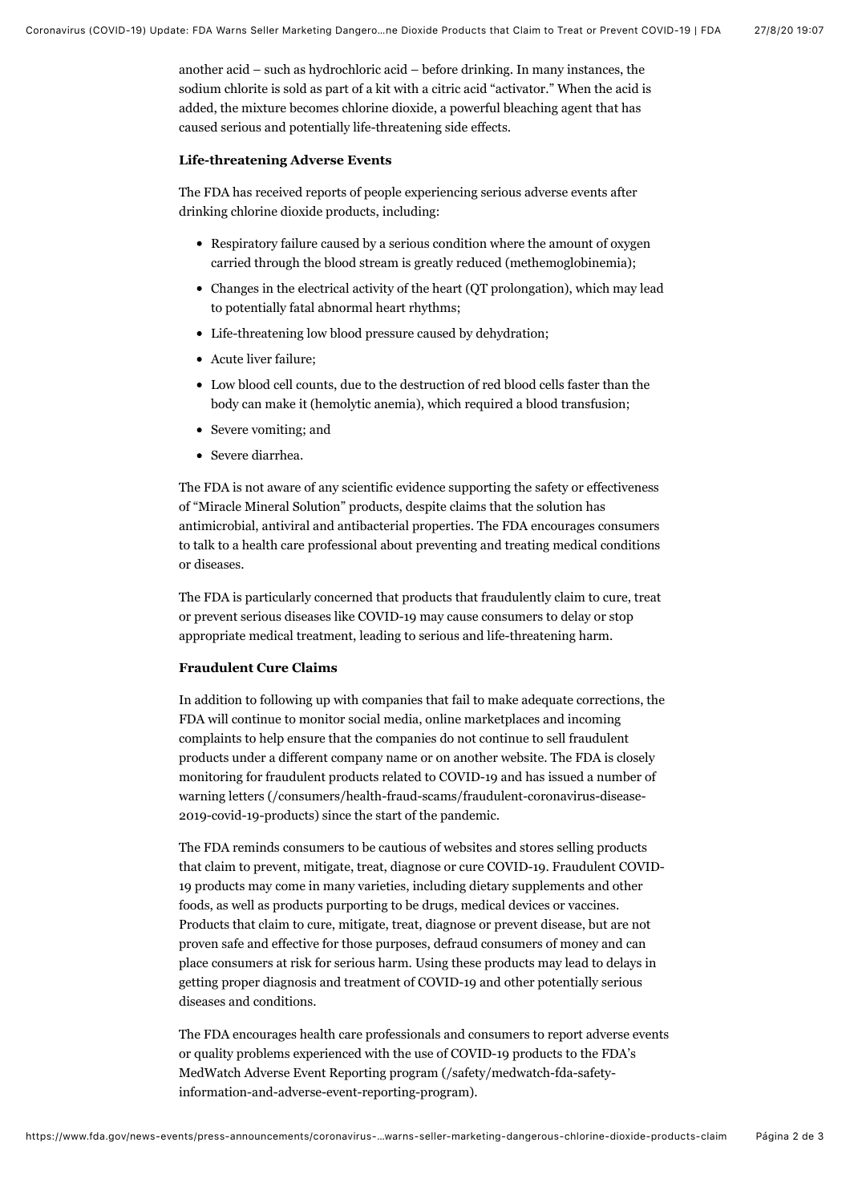another acid – such as hydrochloric acid – before drinking. In many instances, the sodium chlorite is sold as part of a kit with a citric acid "activator." When the acid is added, the mixture becomes chlorine dioxide, a powerful bleaching agent that has caused serious and potentially life-threatening side effects.

**Life-threatening Adverse Events**

The FDA has received reports of people experiencing serious adverse events after drinking chlorine dioxide products, including:

- Respiratory failure caused by a serious condition where the amount of oxygen carried through the blood stream is greatly reduced (methemoglobinemia);
- Changes in the electrical activity of the heart (QT prolongation), which may lead to potentially fatal abnormal heart rhythms;
- Life-threatening low blood pressure caused by dehydration;
- Acute liver failure;
- Low blood cell counts, due to the destruction of red blood cells faster than the body can make it (hemolytic anemia), which required a blood transfusion;
- Severe vomiting; and
- Severe diarrhea.

The FDA is not aware of any scientific evidence supporting the safety or effectiveness of "Miracle Mineral Solution" products, despite claims that the solution has antimicrobial, antiviral and antibacterial properties. The FDA encourages consumers to talk to a health care professional about preventing and treating medical conditions or diseases.

The FDA is particularly concerned that products that fraudulently claim to cure, treat or prevent serious diseases like COVID-19 may cause consumers to delay or stop appropriate medical treatment, leading to serious and life-threatening harm.

**Fraudulent Cure Claims**

In addition to following up with companies that fail to make adequate corrections, the FDA will continue to monitor social media, online marketplaces and incoming complaints to help ensure that the companies do not continue to sell fraudulent products under a different company name or on another website. The FDA is closely monitoring for fraudulent products related to COVID-19 and has issued a number of warning letters (/consumers/health-fraud-scams/fraudulent-coronavirus-disease-2019-covid-19-products) since the start of the pandemic.

The FDA reminds consumers to be cautious of websites and stores selling products that claim to prevent, mitigate, treat, diagnose or cure COVID-19. Fraudulent COVID-19 products may come in many varieties, including dietary supplements and other foods, as well as products purporting to be drugs, medical devices or vaccines. Products that claim to cure, mitigate, treat, diagnose or prevent disease, but are not proven safe and effective for those purposes, defraud consumers of money and can place consumers at risk for serious harm. Using these products may lead to delays in getting proper diagnosis and treatment of COVID-19 and other potentially serious diseases and conditions.

The FDA encourages health care professionals and consumers to report adverse events or quality problems experienced with the use of COVID-19 products to the FDA's MedWatch Adverse Event Reporting program (/safety/medwatch-fda-safety-information-and-adverse-event-reporting-program).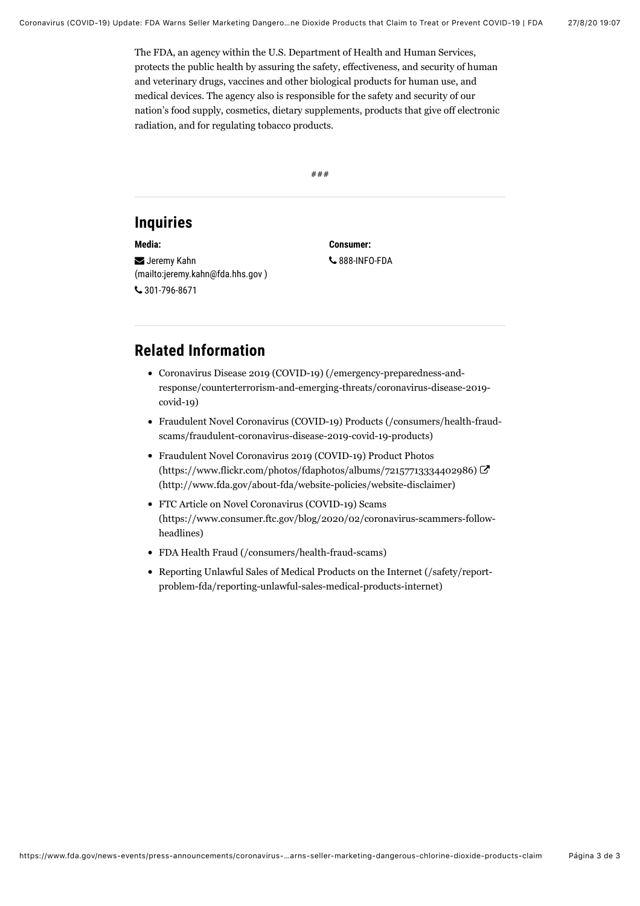The FDA, an agency within the U.S. Department of Health and Human Services, protects the public health by assuring the safety, effectiveness, and security of human and veterinary drugs, vaccines and other biological products for human use, and medical devices. The agency also is responsible for the safety and security of our nation's food supply, cosmetics, dietary supplements, products that give off electronic radiation, and for regulating tobacco products.

###

## Inquiries

**Media:**

Jeremy Kahn (mailto:jeremy.kahn@fda.hhs.gov )

301-796-8671

**Consumer:**

888-INFO-FDA

## Related Information

- Coronavirus Disease 2019 (COVID-19) (/emergency-preparedness-and-response/counterterrorism-and-emerging-threats/coronavirus-disease-2019-covid-19)
- Fraudulent Novel Coronavirus (COVID-19) Products (/consumers/health-fraud-scams/fraudulent-coronavirus-disease-2019-covid-19-products)
- Fraudulent Novel Coronavirus 2019 (COVID-19) Product Photos (https://www.flickr.com/photos/fdaphotos/albums/72157713334402986) (http://www.fda.gov/about-fda/website-policies/website-disclaimer)
- FTC Article on Novel Coronavirus (COVID-19) Scams (https://www.consumer.ftc.gov/blog/2020/02/coronavirus-scammers-follow-headlines)
- FDA Health Fraud (/consumers/health-fraud-scams)
- Reporting Unlawful Sales of Medical Products on the Internet (/safety/report-problem-fda/reporting-unlawful-sales-medical-products-internet)